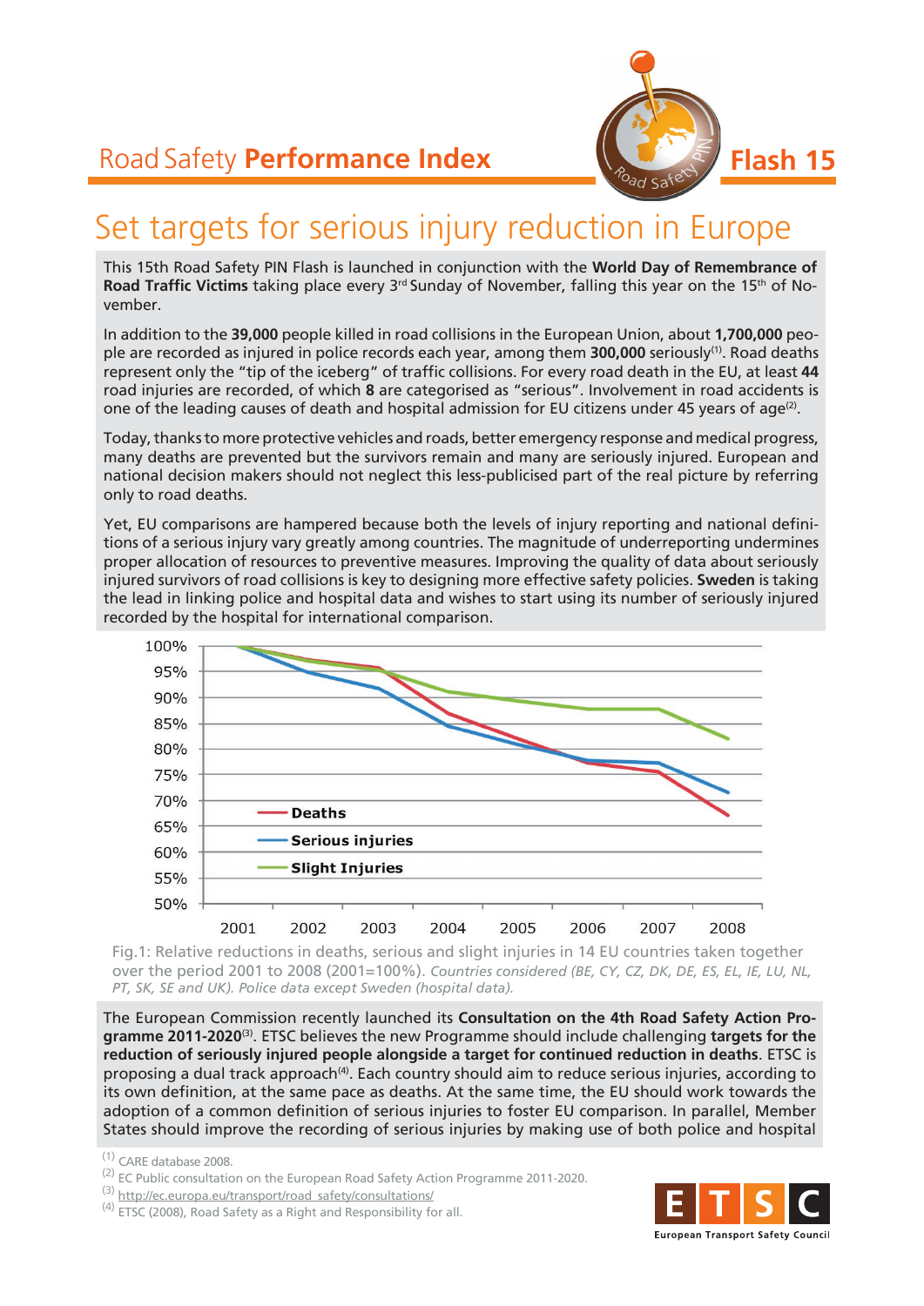Road Safety **Performance Index** — **Flash 15**

# Set targets for serious injury reduction in Europe

This 15th Road Safety PIN Flash is launched in conjunction with the **World Day of Remembrance of Road Traffic Victims** taking place every 3rd Sunday of November, falling this year on the 15th of November.

In addition to the **39,000** people killed in road collisions in the European Union, about **1,700,000** people are recorded as injured in police records each year, among them **300,000** seriously[1]. Road deaths represent only the "tip of the iceberg" of traffic collisions. For every road death in the EU, at least **44** road injuries are recorded, of which **8** are categorised as "serious". Involvement in road accidents is one of the leading causes of death and hospital admission for EU citizens under 45 years of age[2].

Today, thanks to more protective vehicles and roads, better emergency response and medical progress, many deaths are prevented but the survivors remain and many are seriously injured. European and national decision makers should not neglect this less-publicised part of the real picture by referring only to road deaths.

Yet, EU comparisons are hampered because both the levels of injury reporting and national definitions of a serious injury vary greatly among countries. The magnitude of underreporting undermines proper allocation of resources to preventive measures. Improving the quality of data about seriously injured survivors of road collisions is key to designing more effective safety policies. **Sweden** is taking the lead in linking police and hospital data and wishes to start using its number of seriously injured recorded by the hospital for international comparison.

Fig.1: Relative reductions in deaths, serious and slight injuries in 14 EU countries taken together over the period 2001 to 2008 (2001=100%). *Countries considered (BE, CY, CZ, DK, DE, ES, EL, IE, LU, NL, PT, SK, SE and UK). Police data except Sweden (hospital data).*

The European Commission recently launched its **Consultation on the 4th Road Safety Action Programme 2011-2020**[3]. ETSC believes the new Programme should include challenging **targets for the reduction of seriously injured people alongside a target for continued reduction in deaths**. ETSC is proposing a dual track approach[4]. Each country should aim to reduce serious injuries, according to its own definition, at the same pace as deaths. At the same time, the EU should work towards the adoption of a common definition of serious injuries to foster EU comparison. In parallel, Member States should improve the recording of serious injuries by making use of both police and hospital

(1) CARE database 2008.
(2) EC Public consultation on the European Road Safety Action Programme 2011-2020.
(3) http://ec.europa.eu/transport/road_safety/consultations/
(4) ETSC (2008), Road Safety as a Right and Responsibility for all.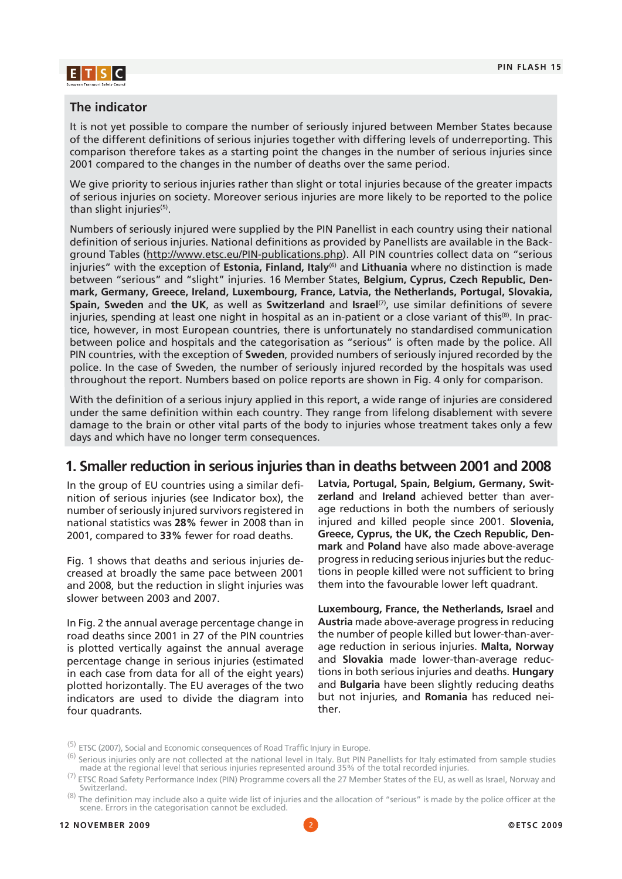## The indicator

It is not yet possible to compare the number of seriously injured between Member States because of the different definitions of serious injuries together with differing levels of underreporting. This comparison therefore takes as a starting point the changes in the number of serious injuries since 2001 compared to the changes in the number of deaths over the same period.

We give priority to serious injuries rather than slight or total injuries because of the greater impacts of serious injuries on society. Moreover serious injuries are more likely to be reported to the police than slight injuries[5].

Numbers of seriously injured were supplied by the PIN Panellist in each country using their national definition of serious injuries. National definitions as provided by Panellists are available in the Background Tables (http://www.etsc.eu/PIN-publications.php). All PIN countries collect data on "serious injuries" with the exception of **Estonia, Finland, Italy**[6] and **Lithuania** where no distinction is made between "serious" and "slight" injuries. 16 Member States, **Belgium, Cyprus, Czech Republic, Denmark, Germany, Greece, Ireland, Luxembourg, France, Latvia, the Netherlands, Portugal, Slovakia, Spain, Sweden** and **the UK**, as well as **Switzerland** and **Israel**[7], use similar definitions of severe injuries, spending at least one night in hospital as an in-patient or a close variant of this[8]. In practice, however, in most European countries, there is unfortunately no standardised communication between police and hospitals and the categorisation as "serious" is often made by the police. All PIN countries, with the exception of **Sweden**, provided numbers of seriously injured recorded by the police. In the case of Sweden, the number of seriously injured recorded by the hospitals was used throughout the report. Numbers based on police reports are shown in Fig. 4 only for comparison.

With the definition of a serious injury applied in this report, a wide range of injuries are considered under the same definition within each country. They range from lifelong disablement with severe damage to the brain or other vital parts of the body to injuries whose treatment takes only a few days and which have no longer term consequences.

## 1. Smaller reduction in serious injuries than in deaths between 2001 and 2008

In the group of EU countries using a similar definition of serious injuries (see Indicator box), the number of seriously injured survivors registered in national statistics was **28%** fewer in 2008 than in 2001, compared to **33%** fewer for road deaths.

Fig. 1 shows that deaths and serious injuries decreased at broadly the same pace between 2001 and 2008, but the reduction in slight injuries was slower between 2003 and 2007.

In Fig. 2 the annual average percentage change in road deaths since 2001 in 27 of the PIN countries is plotted vertically against the annual average percentage change in serious injuries (estimated in each case from data for all of the eight years) plotted horizontally. The EU averages of the two indicators are used to divide the diagram into four quadrants.

**Latvia, Portugal, Spain, Belgium, Germany, Switzerland** and **Ireland** achieved better than average reductions in both the numbers of seriously injured and killed people since 2001. **Slovenia, Greece, Cyprus, the UK, the Czech Republic, Denmark** and **Poland** have also made above-average progress in reducing serious injuries but the reductions in people killed were not sufficient to bring them into the favourable lower left quadrant.

**Luxembourg, France, the Netherlands, Israel** and **Austria** made above-average progress in reducing the number of people killed but lower-than-average reduction in serious injuries. **Malta, Norway** and **Slovakia** made lower-than-average reductions in both serious injuries and deaths. **Hungary** and **Bulgaria** have been slightly reducing deaths but not injuries, and **Romania** has reduced neither.

---

[5] ETSC (2007), Social and Economic consequences of Road Traffic Injury in Europe.

[6] Serious injuries only are not collected at the national level in Italy. But PIN Panellists for Italy estimated from sample studies made at the regional level that serious injuries represented around 35% of the total recorded injuries.

[7] ETSC Road Safety Performance Index (PIN) Programme covers all the 27 Member States of the EU, as well as Israel, Norway and Switzerland.

[8] The definition may include also a quite wide list of injuries and the allocation of "serious" is made by the police officer at the scene. Errors in the categorisation cannot be excluded.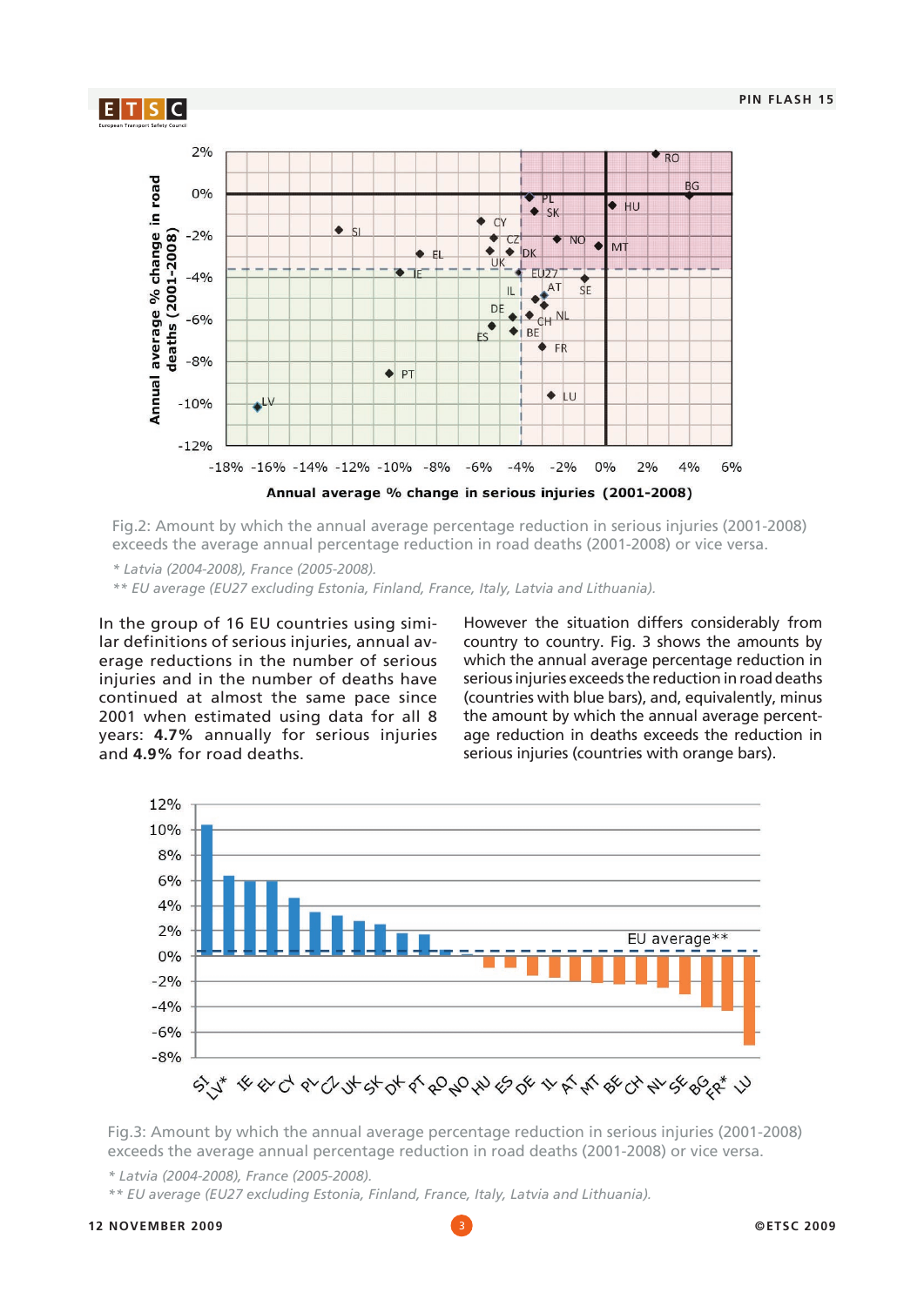Fig.2: Amount by which the annual average percentage reduction in serious injuries (2001-2008) exceeds the average annual percentage reduction in road deaths (2001-2008) or vice versa.

*\* Latvia (2004-2008), France (2005-2008).*

*\*\* EU average (EU27 excluding Estonia, Finland, France, Italy, Latvia and Lithuania).*

In the group of 16 EU countries using similar definitions of serious injuries, annual average reductions in the number of serious injuries and in the number of deaths have continued at almost the same pace since 2001 when estimated using data for all 8 years: **4.7%** annually for serious injuries and **4.9%** for road deaths.

However the situation differs considerably from country to country. Fig. 3 shows the amounts by which the annual average percentage reduction in serious injuries exceeds the reduction in road deaths (countries with blue bars), and, equivalently, minus the amount by which the annual average percentage reduction in deaths exceeds the reduction in serious injuries (countries with orange bars).

Fig.3: Amount by which the annual average percentage reduction in serious injuries (2001-2008) exceeds the average annual percentage reduction in road deaths (2001-2008) or vice versa.

*\* Latvia (2004-2008), France (2005-2008).*

*\*\* EU average (EU27 excluding Estonia, Finland, France, Italy, Latvia and Lithuania).*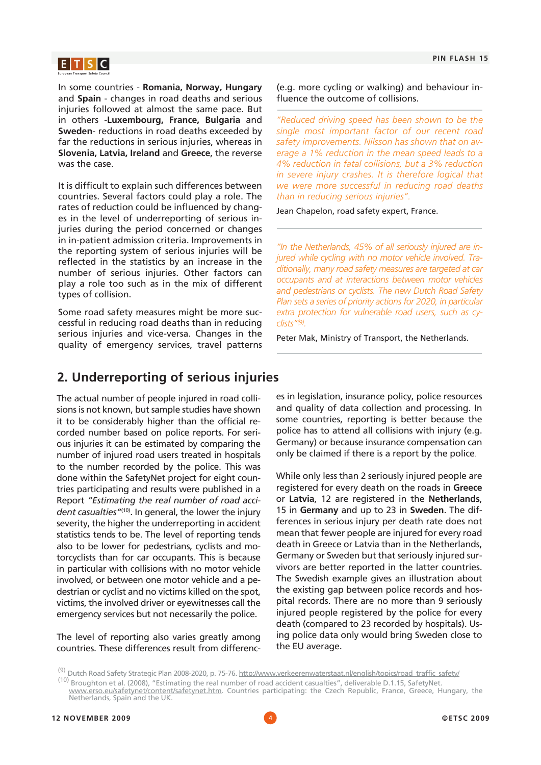In some countries - **Romania, Norway, Hungary** and **Spain** - changes in road deaths and serious injuries followed at almost the same pace. But in others -**Luxembourg, France, Bulgaria** and **Sweden**- reductions in road deaths exceeded by far the reductions in serious injuries, whereas in **Slovenia, Latvia, Ireland** and **Greece**, the reverse was the case.

It is difficult to explain such differences between countries. Several factors could play a role. The rates of reduction could be influenced by changes in the level of underreporting of serious injuries during the period concerned or changes in in-patient admission criteria. Improvements in the reporting system of serious injuries will be reflected in the statistics by an increase in the number of serious injuries. Other factors can play a role too such as in the mix of different types of collision.

Some road safety measures might be more successful in reducing road deaths than in reducing serious injuries and vice-versa. Changes in the quality of emergency services, travel patterns (e.g. more cycling or walking) and behaviour influence the outcome of collisions.

*"Reduced driving speed has been shown to be the single most important factor of our recent road safety improvements. Nilsson has shown that on average a 1% reduction in the mean speed leads to a 4% reduction in fatal collisions, but a 3% reduction in severe injury crashes. It is therefore logical that we were more successful in reducing road deaths than in reducing serious injuries".*

Jean Chapelon, road safety expert, France.

*"In the Netherlands, 45% of all seriously injured are injured while cycling with no motor vehicle involved. Traditionally, many road safety measures are targeted at car occupants and at interactions between motor vehicles and pedestrians or cyclists. The new Dutch Road Safety Plan sets a series of priority actions for 2020, in particular extra protection for vulnerable road users, such as cyclists"*[9].

Peter Mak, Ministry of Transport, the Netherlands.

## 2. Underreporting of serious injuries

The actual number of people injured in road collisions is not known, but sample studies have shown it to be considerably higher than the official recorded number based on police reports. For serious injuries it can be estimated by comparing the number of injured road users treated in hospitals to the number recorded by the police. This was done within the SafetyNet project for eight countries participating and results were published in a Report *"Estimating the real number of road accident casualties"*[10]. In general, the lower the injury severity, the higher the underreporting in accident statistics tends to be. The level of reporting tends also to be lower for pedestrians, cyclists and motorcyclists than for car occupants. This is because in particular with collisions with no motor vehicle involved, or between one motor vehicle and a pedestrian or cyclist and no victims killed on the spot, victims, the involved driver or eyewitnesses call the emergency services but not necessarily the police.

The level of reporting also varies greatly among countries. These differences result from differences in legislation, insurance policy, police resources and quality of data collection and processing. In some countries, reporting is better because the police has to attend all collisions with injury (e.g. Germany) or because insurance compensation can only be claimed if there is a report by the police.

While only less than 2 seriously injured people are registered for every death on the roads in **Greece** or **Latvia**, 12 are registered in the **Netherlands**, 15 in **Germany** and up to 23 in **Sweden**. The differences in serious injury per death rate does not mean that fewer people are injured for every road death in Greece or Latvia than in the Netherlands, Germany or Sweden but that seriously injured survivors are better reported in the latter countries. The Swedish example gives an illustration about the existing gap between police records and hospital records. There are no more than 9 seriously injured people registered by the police for every death (compared to 23 recorded by hospitals). Using police data only would bring Sweden close to the EU average.

[9] Dutch Road Safety Strategic Plan 2008-2020, p. 75-76. http://www.verkeerenwaterstaat.nl/english/topics/road_traffic_safety/

[10] Broughton et al. (2008), "Estimating the real number of road accident casualties", deliverable D.1.15, SafetyNet. www.erso.eu/safetynet/content/safetynet.htm. Countries participating: the Czech Republic, France, Greece, Hungary, the Netherlands, Spain and the UK.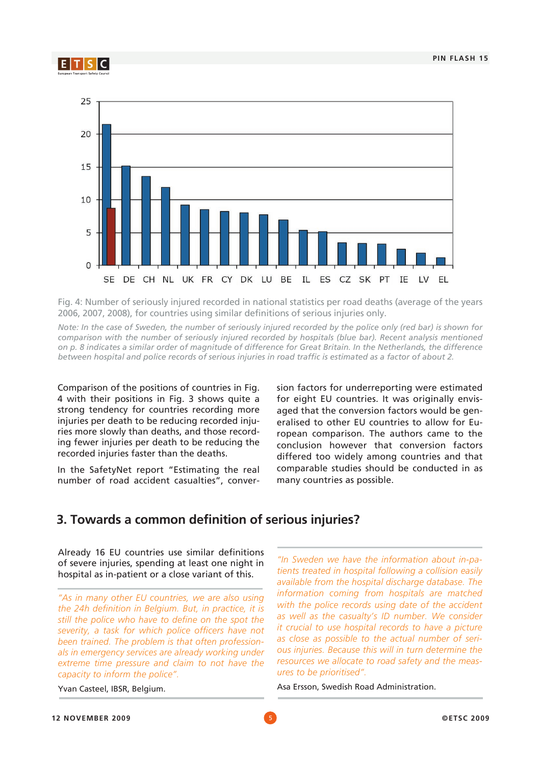Fig. 4: Number of seriously injured recorded in national statistics per road deaths (average of the years 2006, 2007, 2008), for countries using similar definitions of serious injuries only.

*Note: In the case of Sweden, the number of seriously injured recorded by the police only (red bar) is shown for comparison with the number of seriously injured recorded by hospitals (blue bar). Recent analysis mentioned on p. 8 indicates a similar order of magnitude of difference for Great Britain. In the Netherlands, the difference between hospital and police records of serious injuries in road traffic is estimated as a factor of about 2.*

Comparison of the positions of countries in Fig. 4 with their positions in Fig. 3 shows quite a strong tendency for countries recording more injuries per death to be reducing recorded injuries more slowly than deaths, and those recording fewer injuries per death to be reducing the recorded injuries faster than the deaths.

In the SafetyNet report "Estimating the real number of road accident casualties", conversion factors for underreporting were estimated for eight EU countries. It was originally envisaged that the conversion factors would be generalised to other EU countries to allow for European comparison. The authors came to the conclusion however that conversion factors differed too widely among countries and that comparable studies should be conducted in as many countries as possible.

## 3. Towards a common definition of serious injuries?

Already 16 EU countries use similar definitions of severe injuries, spending at least one night in hospital as in-patient or a close variant of this.

*"As in many other EU countries, we are also using the 24h definition in Belgium. But, in practice, it is still the police who have to define on the spot the severity, a task for which police officers have not been trained. The problem is that often professionals in emergency services are already working under extreme time pressure and claim to not have the capacity to inform the police".*

Yvan Casteel, IBSR, Belgium.

*"In Sweden we have the information about in-patients treated in hospital following a collision easily available from the hospital discharge database. The information coming from hospitals are matched with the police records using date of the accident as well as the casualty's ID number. We consider it crucial to use hospital records to have a picture as close as possible to the actual number of serious injuries. Because this will in turn determine the resources we allocate to road safety and the measures to be prioritised".*

Asa Ersson, Swedish Road Administration.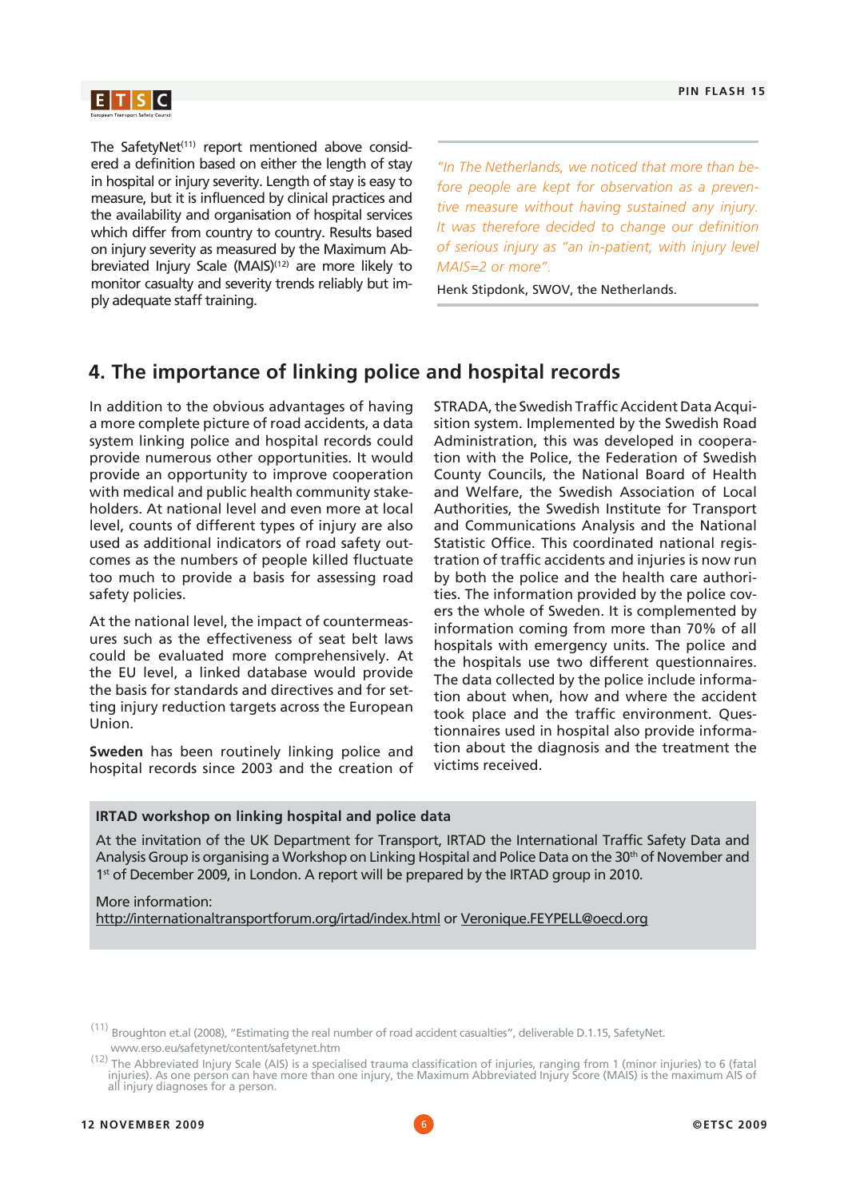The SafetyNet[11] report mentioned above considered a definition based on either the length of stay in hospital or injury severity. Length of stay is easy to measure, but it is influenced by clinical practices and the availability and organisation of hospital services which differ from country to country. Results based on injury severity as measured by the Maximum Abbreviated Injury Scale (MAIS)[12] are more likely to monitor casualty and severity trends reliably but imply adequate staff training.

> *"In The Netherlands, we noticed that more than before people are kept for observation as a preventive measure without having sustained any injury. It was therefore decided to change our definition of serious injury as "an in-patient, with injury level MAIS=2 or more".*
>
> Henk Stipdonk, SWOV, the Netherlands.

## 4. The importance of linking police and hospital records

In addition to the obvious advantages of having a more complete picture of road accidents, a data system linking police and hospital records could provide numerous other opportunities. It would provide an opportunity to improve cooperation with medical and public health community stakeholders. At national level and even more at local level, counts of different types of injury are also used as additional indicators of road safety outcomes as the numbers of people killed fluctuate too much to provide a basis for assessing road safety policies.

At the national level, the impact of countermeasures such as the effectiveness of seat belt laws could be evaluated more comprehensively. At the EU level, a linked database would provide the basis for standards and directives and for setting injury reduction targets across the European Union.

**Sweden** has been routinely linking police and hospital records since 2003 and the creation of STRADA, the Swedish Traffic Accident Data Acquisition system. Implemented by the Swedish Road Administration, this was developed in cooperation with the Police, the Federation of Swedish County Councils, the National Board of Health and Welfare, the Swedish Association of Local Authorities, the Swedish Institute for Transport and Communications Analysis and the National Statistic Office. This coordinated national registration of traffic accidents and injuries is now run by both the police and the health care authorities. The information provided by the police covers the whole of Sweden. It is complemented by information coming from more than 70% of all hospitals with emergency units. The police and the hospitals use two different questionnaires. The data collected by the police include information about when, how and where the accident took place and the traffic environment. Questionnaires used in hospital also provide information about the diagnosis and the treatment the victims received.

**IRTAD workshop on linking hospital and police data**

At the invitation of the UK Department for Transport, IRTAD the International Traffic Safety Data and Analysis Group is organising a Workshop on Linking Hospital and Police Data on the 30th of November and 1st of December 2009, in London. A report will be prepared by the IRTAD group in 2010.

More information:
http://internationaltransportforum.org/irtad/index.html or Veronique.FEYPELL@oecd.org

[11] Broughton et.al (2008), "Estimating the real number of road accident casualties", deliverable D.1.15, SafetyNet. www.erso.eu/safetynet/content/safetynet.htm

[12] The Abbreviated Injury Scale (AIS) is a specialised trauma classification of injuries, ranging from 1 (minor injuries) to 6 (fatal injuries). As one person can have more than one injury, the Maximum Abbreviated Injury Score (MAIS) is the maximum AIS of all injury diagnoses for a person.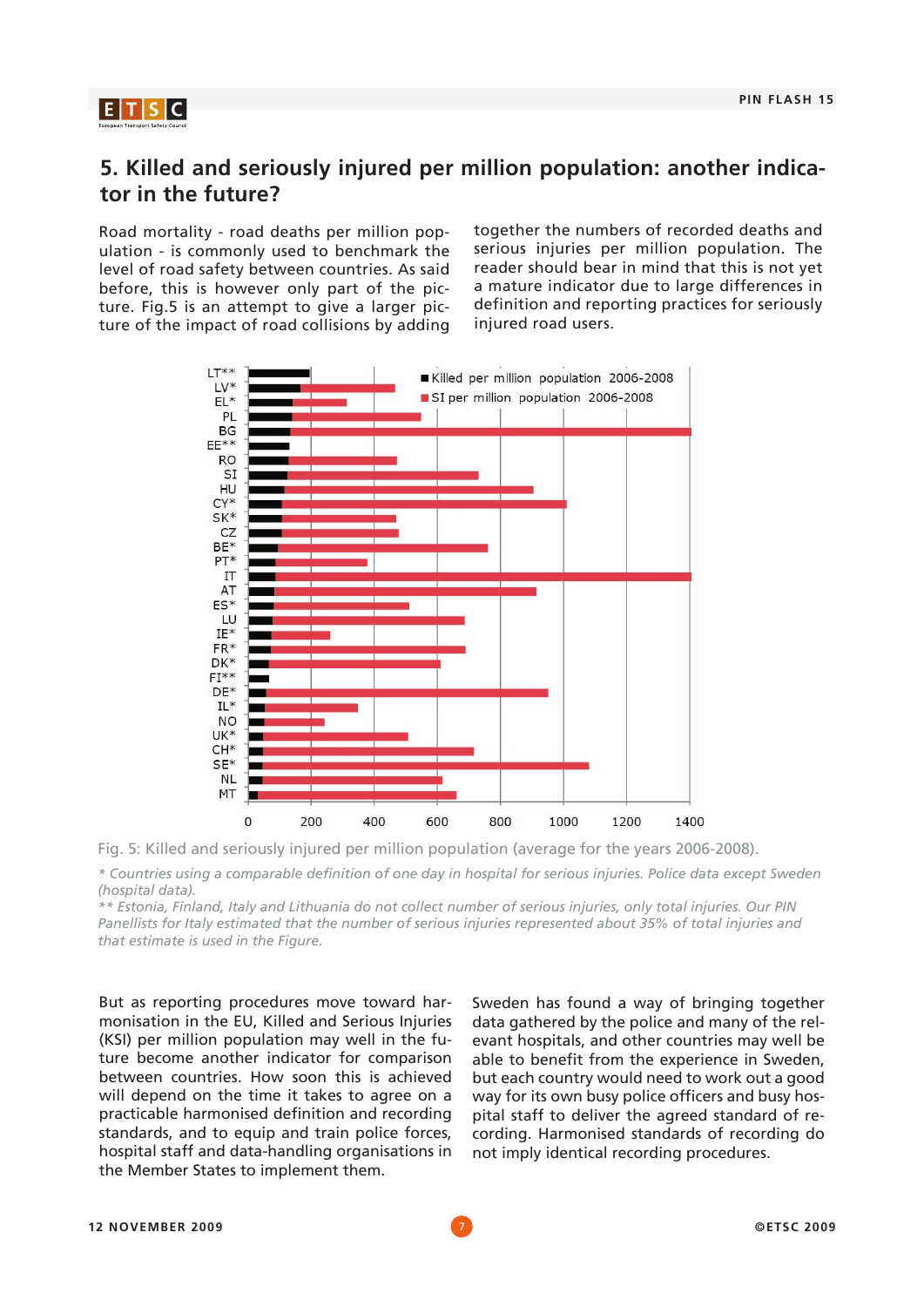## 5. Killed and seriously injured per million population: another indicator in the future?

Road mortality - road deaths per million population - is commonly used to benchmark the level of road safety between countries. As said before, this is however only part of the picture. Fig.5 is an attempt to give a larger picture of the impact of road collisions by adding together the numbers of recorded deaths and serious injuries per million population. The reader should bear in mind that this is not yet a mature indicator due to large differences in definition and reporting practices for seriously injured road users.

Fig. 5: Killed and seriously injured per million population (average for the years 2006-2008).

*\* Countries using a comparable definition of one day in hospital for serious injuries. Police data except Sweden (hospital data).*

*\*\* Estonia, Finland, Italy and Lithuania do not collect number of serious injuries, only total injuries. Our PIN Panellists for Italy estimated that the number of serious injuries represented about 35% of total injuries and that estimate is used in the Figure.*

But as reporting procedures move toward harmonisation in the EU, Killed and Serious Injuries (KSI) per million population may well in the future become another indicator for comparison between countries. How soon this is achieved will depend on the time it takes to agree on a practicable harmonised definition and recording standards, and to equip and train police forces, hospital staff and data-handling organisations in the Member States to implement them.

Sweden has found a way of bringing together data gathered by the police and many of the relevant hospitals, and other countries may well be able to benefit from the experience in Sweden, but each country would need to work out a good way for its own busy police officers and busy hospital staff to deliver the agreed standard of recording. Harmonised standards of recording do not imply identical recording procedures.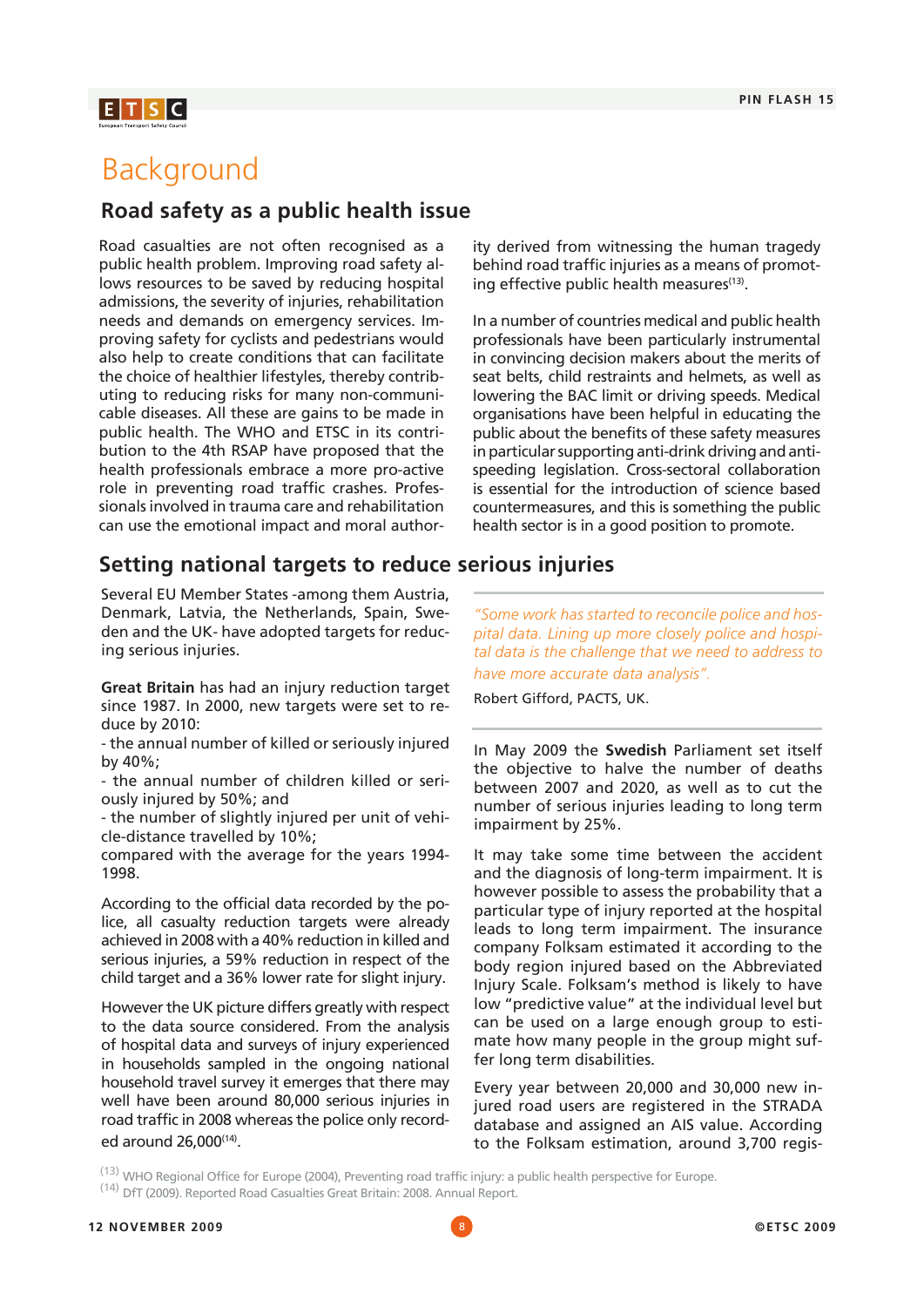# Background

## Road safety as a public health issue

Road casualties are not often recognised as a public health problem. Improving road safety allows resources to be saved by reducing hospital admissions, the severity of injuries, rehabilitation needs and demands on emergency services. Improving safety for cyclists and pedestrians would also help to create conditions that can facilitate the choice of healthier lifestyles, thereby contributing to reducing risks for many non-communicable diseases. All these are gains to be made in public health. The WHO and ETSC in its contribution to the 4th RSAP have proposed that the health professionals embrace a more pro-active role in preventing road traffic crashes. Professionals involved in trauma care and rehabilitation can use the emotional impact and moral authority derived from witnessing the human tragedy behind road traffic injuries as a means of promoting effective public health measures[13].

In a number of countries medical and public health professionals have been particularly instrumental in convincing decision makers about the merits of seat belts, child restraints and helmets, as well as lowering the BAC limit or driving speeds. Medical organisations have been helpful in educating the public about the benefits of these safety measures in particular supporting anti-drink driving and anti-speeding legislation. Cross-sectoral collaboration is essential for the introduction of science based countermeasures, and this is something the public health sector is in a good position to promote.

## Setting national targets to reduce serious injuries

Several EU Member States -among them Austria, Denmark, Latvia, the Netherlands, Spain, Sweden and the UK- have adopted targets for reducing serious injuries.

**Great Britain** has had an injury reduction target since 1987. In 2000, new targets were set to reduce by 2010:
- the annual number of killed or seriously injured by 40%;
- the annual number of children killed or seriously injured by 50%; and
- the number of slightly injured per unit of vehicle-distance travelled by 10%;

compared with the average for the years 1994-1998.

According to the official data recorded by the police, all casualty reduction targets were already achieved in 2008 with a 40% reduction in killed and serious injuries, a 59% reduction in respect of the child target and a 36% lower rate for slight injury.

However the UK picture differs greatly with respect to the data source considered. From the analysis of hospital data and surveys of injury experienced in households sampled in the ongoing national household travel survey it emerges that there may well have been around 80,000 serious injuries in road traffic in 2008 whereas the police only recorded around 26,000[14].

*"Some work has started to reconcile police and hospital data. Lining up more closely police and hospital data is the challenge that we need to address to have more accurate data analysis".*

Robert Gifford, PACTS, UK.

In May 2009 the **Swedish** Parliament set itself the objective to halve the number of deaths between 2007 and 2020, as well as to cut the number of serious injuries leading to long term impairment by 25%.

It may take some time between the accident and the diagnosis of long-term impairment. It is however possible to assess the probability that a particular type of injury reported at the hospital leads to long term impairment. The insurance company Folksam estimated it according to the body region injured based on the Abbreviated Injury Scale. Folksam's method is likely to have low "predictive value" at the individual level but can be used on a large enough group to estimate how many people in the group might suffer long term disabilities.

Every year between 20,000 and 30,000 new injured road users are registered in the STRADA database and assigned an AIS value. According to the Folksam estimation, around 3,700 regis-

(13) WHO Regional Office for Europe (2004), Preventing road traffic injury: a public health perspective for Europe.
(14) DfT (2009). Reported Road Casualties Great Britain: 2008. Annual Report.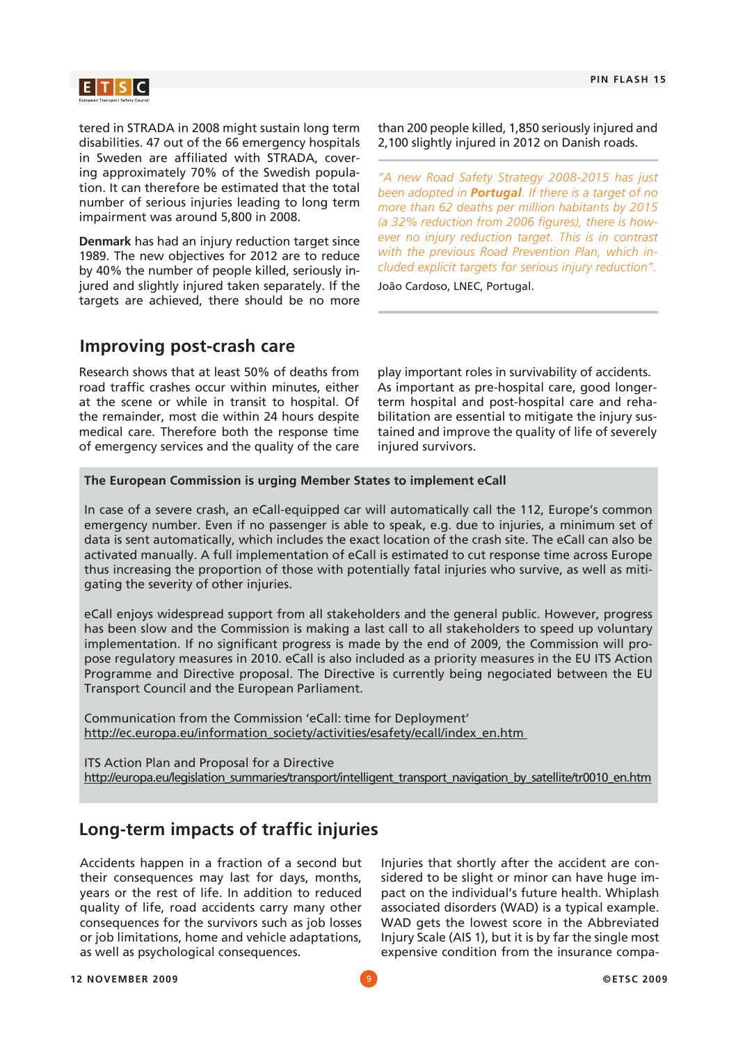tered in STRADA in 2008 might sustain long term disabilities. 47 out of the 66 emergency hospitals in Sweden are affiliated with STRADA, covering approximately 70% of the Swedish population. It can therefore be estimated that the total number of serious injuries leading to long term impairment was around 5,800 in 2008.

**Denmark** has had an injury reduction target since 1989. The new objectives for 2012 are to reduce by 40% the number of people killed, seriously injured and slightly injured taken separately. If the targets are achieved, there should be no more than 200 people killed, 1,850 seriously injured and 2,100 slightly injured in 2012 on Danish roads.

*"A new Road Safety Strategy 2008-2015 has just been adopted in* ***Portugal****. If there is a target of no more than 62 deaths per million habitants by 2015 (a 32% reduction from 2006 figures), there is however no injury reduction target. This is in contrast with the previous Road Prevention Plan, which included explicit targets for serious injury reduction".*

João Cardoso, LNEC, Portugal.

## Improving post-crash care

Research shows that at least 50% of deaths from road traffic crashes occur within minutes, either at the scene or while in transit to hospital. Of the remainder, most die within 24 hours despite medical care. Therefore both the response time of emergency services and the quality of the care play important roles in survivability of accidents. As important as pre-hospital care, good longer-term hospital and post-hospital care and rehabilitation are essential to mitigate the injury sustained and improve the quality of life of severely injured survivors.

**The European Commission is urging Member States to implement eCall**

In case of a severe crash, an eCall-equipped car will automatically call the 112, Europe's common emergency number. Even if no passenger is able to speak, e.g. due to injuries, a minimum set of data is sent automatically, which includes the exact location of the crash site. The eCall can also be activated manually. A full implementation of eCall is estimated to cut response time across Europe thus increasing the proportion of those with potentially fatal injuries who survive, as well as mitigating the severity of other injuries.

eCall enjoys widespread support from all stakeholders and the general public. However, progress has been slow and the Commission is making a last call to all stakeholders to speed up voluntary implementation. If no significant progress is made by the end of 2009, the Commission will propose regulatory measures in 2010. eCall is also included as a priority measures in the EU ITS Action Programme and Directive proposal. The Directive is currently being negociated between the EU Transport Council and the European Parliament.

Communication from the Commission 'eCall: time for Deployment'
http://ec.europa.eu/information_society/activities/esafety/ecall/index_en.htm

ITS Action Plan and Proposal for a Directive
http://europa.eu/legislation_summaries/transport/intelligent_transport_navigation_by_satellite/tr0010_en.htm

## Long-term impacts of traffic injuries

Accidents happen in a fraction of a second but their consequences may last for days, months, years or the rest of life. In addition to reduced quality of life, road accidents carry many other consequences for the survivors such as job losses or job limitations, home and vehicle adaptations, as well as psychological consequences.

Injuries that shortly after the accident are considered to be slight or minor can have huge impact on the individual's future health. Whiplash associated disorders (WAD) is a typical example. WAD gets the lowest score in the Abbreviated Injury Scale (AIS 1), but it is by far the single most expensive condition from the insurance compa-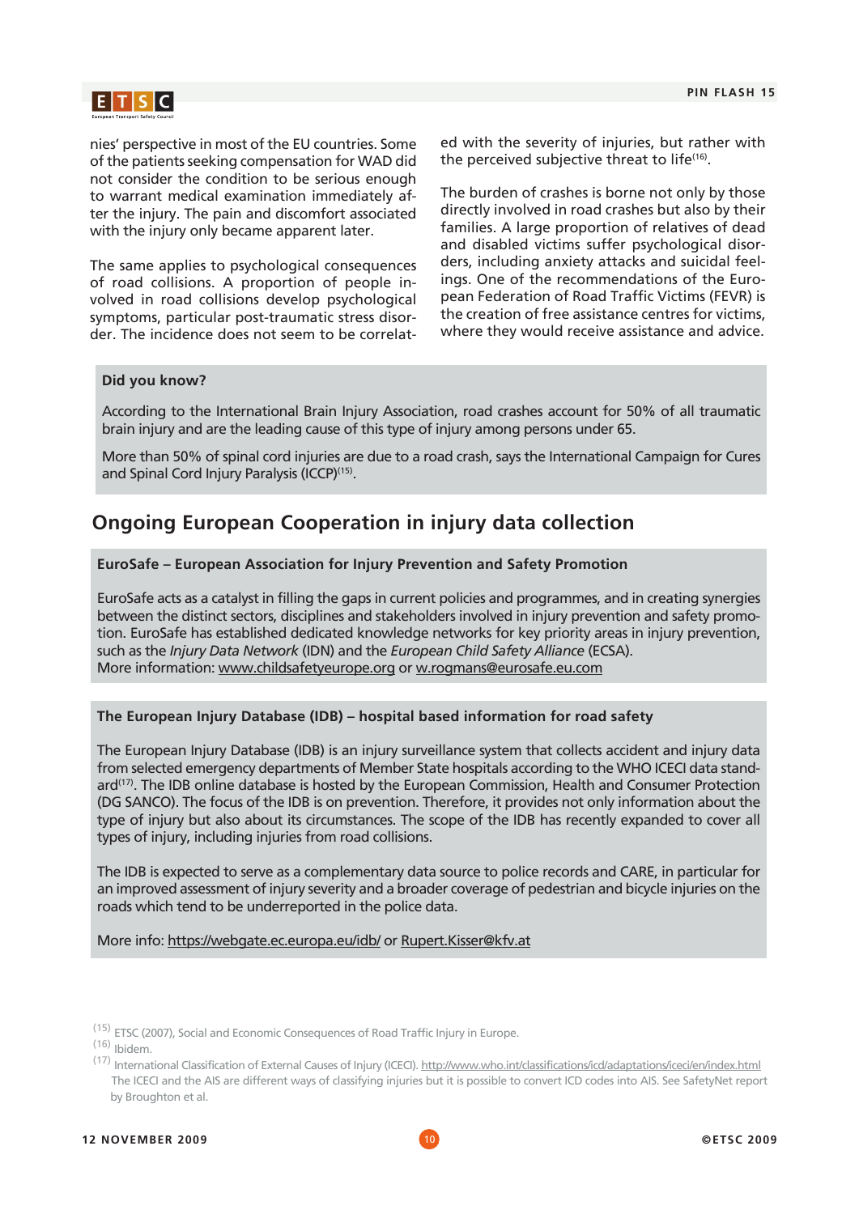nies' perspective in most of the EU countries. Some of the patients seeking compensation for WAD did not consider the condition to be serious enough to warrant medical examination immediately after the injury. The pain and discomfort associated with the injury only became apparent later.

The same applies to psychological consequences of road collisions. A proportion of people involved in road collisions develop psychological symptoms, particular post-traumatic stress disorder. The incidence does not seem to be correlated with the severity of injuries, but rather with the perceived subjective threat to life[16].

The burden of crashes is borne not only by those directly involved in road crashes but also by their families. A large proportion of relatives of dead and disabled victims suffer psychological disorders, including anxiety attacks and suicidal feelings. One of the recommendations of the European Federation of Road Traffic Victims (FEVR) is the creation of free assistance centres for victims, where they would receive assistance and advice.

**Did you know?**

According to the International Brain Injury Association, road crashes account for 50% of all traumatic brain injury and are the leading cause of this type of injury among persons under 65.

More than 50% of spinal cord injuries are due to a road crash, says the International Campaign for Cures and Spinal Cord Injury Paralysis (ICCP)[15].

## Ongoing European Cooperation in injury data collection

**EuroSafe – European Association for Injury Prevention and Safety Promotion**

EuroSafe acts as a catalyst in filling the gaps in current policies and programmes, and in creating synergies between the distinct sectors, disciplines and stakeholders involved in injury prevention and safety promotion. EuroSafe has established dedicated knowledge networks for key priority areas in injury prevention, such as the *Injury Data Network* (IDN) and the *European Child Safety Alliance* (ECSA).
More information: www.childsafetyeurope.org or w.rogmans@eurosafe.eu.com

**The European Injury Database (IDB) – hospital based information for road safety**

The European Injury Database (IDB) is an injury surveillance system that collects accident and injury data from selected emergency departments of Member State hospitals according to the WHO ICECI data standard[17]. The IDB online database is hosted by the European Commission, Health and Consumer Protection (DG SANCO). The focus of the IDB is on prevention. Therefore, it provides not only information about the type of injury but also about its circumstances. The scope of the IDB has recently expanded to cover all types of injury, including injuries from road collisions.

The IDB is expected to serve as a complementary data source to police records and CARE, in particular for an improved assessment of injury severity and a broader coverage of pedestrian and bicycle injuries on the roads which tend to be underreported in the police data.

More info: https://webgate.ec.europa.eu/idb/ or Rupert.Kisser@kfv.at

[15] ETSC (2007), Social and Economic Consequences of Road Traffic Injury in Europe.
[16] Ibidem.
[17] International Classification of External Causes of Injury (ICECI). http://www.who.int/classifications/icd/adaptations/iceci/en/index.html The ICECI and the AIS are different ways of classifying injuries but it is possible to convert ICD codes into AIS. See SafetyNet report by Broughton et al.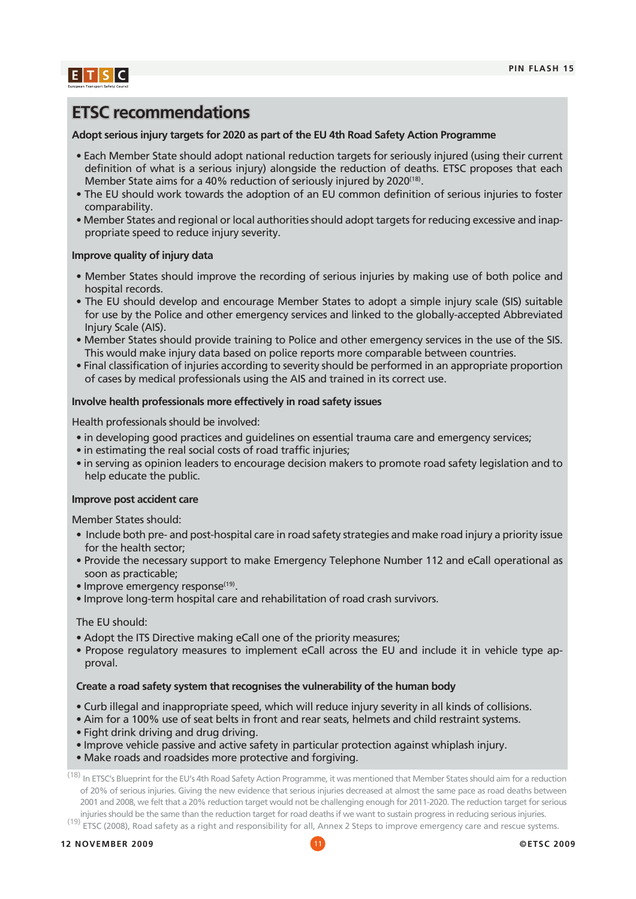# ETSC recommendations

**Adopt serious injury targets for 2020 as part of the EU 4th Road Safety Action Programme**

- Each Member State should adopt national reduction targets for seriously injured (using their current definition of what is a serious injury) alongside the reduction of deaths. ETSC proposes that each Member State aims for a 40% reduction of seriously injured by 2020[18].
- The EU should work towards the adoption of an EU common definition of serious injuries to foster comparability.
- Member States and regional or local authorities should adopt targets for reducing excessive and inappropriate speed to reduce injury severity.

**Improve quality of injury data**

- Member States should improve the recording of serious injuries by making use of both police and hospital records.
- The EU should develop and encourage Member States to adopt a simple injury scale (SIS) suitable for use by the Police and other emergency services and linked to the globally-accepted Abbreviated Injury Scale (AIS).
- Member States should provide training to Police and other emergency services in the use of the SIS. This would make injury data based on police reports more comparable between countries.
- Final classification of injuries according to severity should be performed in an appropriate proportion of cases by medical professionals using the AIS and trained in its correct use.

**Involve health professionals more effectively in road safety issues**

Health professionals should be involved:

- in developing good practices and guidelines on essential trauma care and emergency services;
- in estimating the real social costs of road traffic injuries;
- in serving as opinion leaders to encourage decision makers to promote road safety legislation and to help educate the public.

**Improve post accident care**

Member States should:

- Include both pre- and post-hospital care in road safety strategies and make road injury a priority issue for the health sector;
- Provide the necessary support to make Emergency Telephone Number 112 and eCall operational as soon as practicable;
- Improve emergency response[19].
- Improve long-term hospital care and rehabilitation of road crash survivors.

The EU should:

- Adopt the ITS Directive making eCall one of the priority measures;
- Propose regulatory measures to implement eCall across the EU and include it in vehicle type approval.

**Create a road safety system that recognises the vulnerability of the human body**

- Curb illegal and inappropriate speed, which will reduce injury severity in all kinds of collisions.
- Aim for a 100% use of seat belts in front and rear seats, helmets and child restraint systems.
- Fight drink driving and drug driving.
- Improve vehicle passive and active safety in particular protection against whiplash injury.
- Make roads and roadsides more protective and forgiving.

[18] In ETSC's Blueprint for the EU's 4th Road Safety Action Programme, it was mentioned that Member States should aim for a reduction of 20% of serious injuries. Giving the new evidence that serious injuries decreased at almost the same pace as road deaths between 2001 and 2008, we felt that a 20% reduction target would not be challenging enough for 2011-2020. The reduction target for serious injuries should be the same than the reduction target for road deaths if we want to sustain progress in reducing serious injuries.

[19] ETSC (2008), Road safety as a right and responsibility for all, Annex 2 Steps to improve emergency care and rescue systems.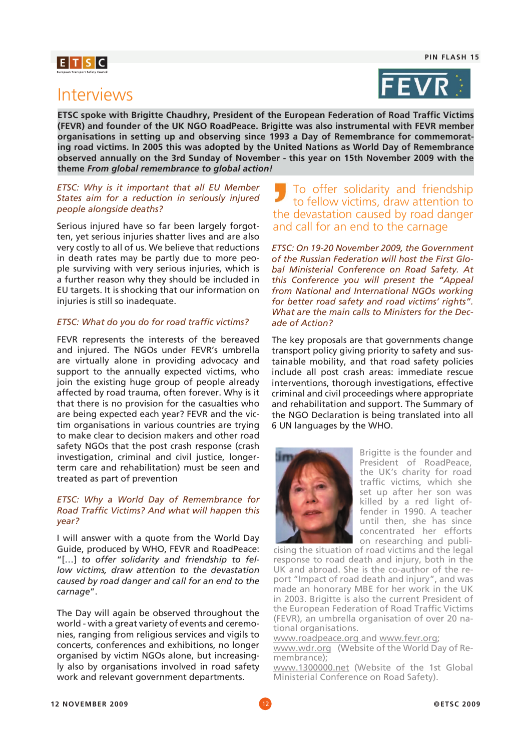# Interviews

**ETSC spoke with Brigitte Chaudhry, President of the European Federation of Road Traffic Victims (FEVR) and founder of the UK NGO RoadPeace. Brigitte was also instrumental with FEVR member organisations in setting up and observing since 1993 a Day of Remembrance for commemorating road victims. In 2005 this was adopted by the United Nations as World Day of Remembrance observed annually on the 3rd Sunday of November - this year on 15th November 2009 with the theme *From global remembrance to global action!***

*ETSC: Why is it important that all EU Member States aim for a reduction in seriously injured people alongside deaths?*

Serious injured have so far been largely forgotten, yet serious injuries shatter lives and are also very costly to all of us. We believe that reductions in death rates may be partly due to more people surviving with very serious injuries, which is a further reason why they should be included in EU targets. It is shocking that our information on injuries is still so inadequate.

*ETSC: What do you do for road traffic victims?*

FEVR represents the interests of the bereaved and injured. The NGOs under FEVR's umbrella are virtually alone in providing advocacy and support to the annually expected victims, who join the existing huge group of people already affected by road trauma, often forever. Why is it that there is no provision for the casualties who are being expected each year? FEVR and the victim organisations in various countries are trying to make clear to decision makers and other road safety NGOs that the post crash response (crash investigation, criminal and civil justice, longer-term care and rehabilitation) must be seen and treated as part of prevention

*ETSC: Why a World Day of Remembrance for Road Traffic Victims? And what will happen this year?*

I will answer with a quote from the World Day Guide, produced by WHO, FEVR and RoadPeace: "[…] *to offer solidarity and friendship to fellow victims, draw attention to the devastation caused by road danger and call for an end to the carnage*".

The Day will again be observed throughout the world - with a great variety of events and ceremonies, ranging from religious services and vigils to concerts, conferences and exhibitions, no longer organised by victim NGOs alone, but increasingly also by organisations involved in road safety work and relevant government departments.

> To offer solidarity and friendship to fellow victims, draw attention to the devastation caused by road danger and call for an end to the carnage

*ETSC: On 19-20 November 2009, the Government of the Russian Federation will host the First Global Ministerial Conference on Road Safety. At this Conference you will present the "Appeal from National and International NGOs working for better road safety and road victims' rights". What are the main calls to Ministers for the Decade of Action?*

The key proposals are that governments change transport policy giving priority to safety and sustainable mobility, and that road safety policies include all post crash areas: immediate rescue interventions, thorough investigations, effective criminal and civil proceedings where appropriate and rehabilitation and support. The Summary of the NGO Declaration is being translated into all 6 UN languages by the WHO.

Brigitte is the founder and President of RoadPeace, the UK's charity for road traffic victims, which she set up after her son was killed by a red light offender in 1990. A teacher until then, she has since concentrated her efforts on researching and publicising the situation of road victims and the legal response to road death and injury, both in the UK and abroad. She is the co-author of the report "Impact of road death and injury", and was made an honorary MBE for her work in the UK in 2003. Brigitte is also the current President of the European Federation of Road Traffic Victims (FEVR), an umbrella organisation of over 20 national organisations.

www.roadpeace.org and www.fevr.org;
www.wdr.org (Website of the World Day of Remembrance);
www.1300000.net (Website of the 1st Global Ministerial Conference on Road Safety).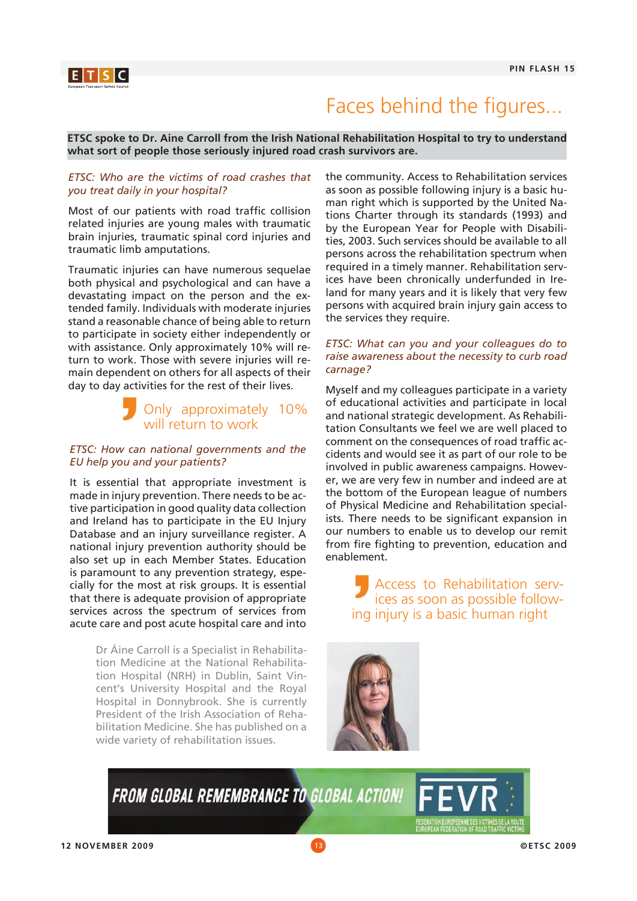# Faces behind the figures...

**ETSC spoke to Dr. Aine Carroll from the Irish National Rehabilitation Hospital to try to understand what sort of people those seriously injured road crash survivors are.**

*ETSC: Who are the victims of road crashes that you treat daily in your hospital?*

Most of our patients with road traffic collision related injuries are young males with traumatic brain injuries, traumatic spinal cord injuries and traumatic limb amputations.

Traumatic injuries can have numerous sequelae both physical and psychological and can have a devastating impact on the person and the extended family. Individuals with moderate injuries stand a reasonable chance of being able to return to participate in society either independently or with assistance. Only approximately 10% will return to work. Those with severe injuries will remain dependent on others for all aspects of their day to day activities for the rest of their lives.

> Only approximately 10% will return to work

*ETSC: How can national governments and the EU help you and your patients?*

It is essential that appropriate investment is made in injury prevention. There needs to be active participation in good quality data collection and Ireland has to participate in the EU Injury Database and an injury surveillance register. A national injury prevention authority should be also set up in each Member States. Education is paramount to any prevention strategy, especially for the most at risk groups. It is essential that there is adequate provision of appropriate services across the spectrum of services from acute care and post acute hospital care and into the community. Access to Rehabilitation services as soon as possible following injury is a basic human right which is supported by the United Nations Charter through its standards (1993) and by the European Year for People with Disabilities, 2003. Such services should be available to all persons across the rehabilitation spectrum when required in a timely manner. Rehabilitation services have been chronically underfunded in Ireland for many years and it is likely that very few persons with acquired brain injury gain access to the services they require.

*ETSC: What can you and your colleagues do to raise awareness about the necessity to curb road carnage?*

Myself and my colleagues participate in a variety of educational activities and participate in local and national strategic development. As Rehabilitation Consultants we feel we are well placed to comment on the consequences of road traffic accidents and would see it as part of our role to be involved in public awareness campaigns. However, we are very few in number and indeed are at the bottom of the European league of numbers of Physical Medicine and Rehabilitation specialists. There needs to be significant expansion in our numbers to enable us to develop our remit from fire fighting to prevention, education and enablement.

> Access to Rehabilitation services as soon as possible following injury is a basic human right

Dr Áine Carroll is a Specialist in Rehabilitation Medicine at the National Rehabilitation Hospital (NRH) in Dublin, Saint Vincent's University Hospital and the Royal Hospital in Donnybrook. She is currently President of the Irish Association of Rehabilitation Medicine. She has published on a wide variety of rehabilitation issues.

FROM GLOBAL REMEMBRANCE TO GLOBAL ACTION! FEVR – FEDERATION EUROPEENNE DES VICTIMES DE LA ROUTE / EUROPEAN FEDERATION OF ROAD TRAFFIC VICTIMS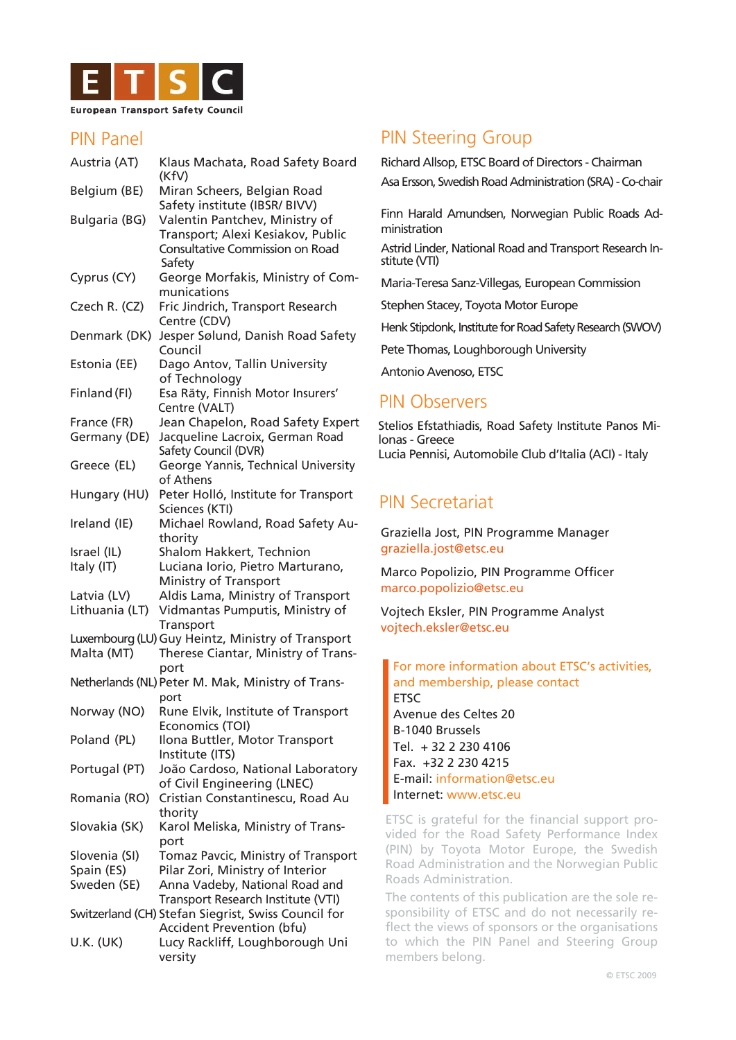ETSC

European Transport Safety Council

## PIN Panel

| | |
|---|---|
| Austria (AT) | Klaus Machata, Road Safety Board (KfV) |
| Belgium (BE) | Miran Scheers, Belgian Road Safety institute (IBSR/ BIVV) |
| Bulgaria (BG) | Valentin Pantchev, Ministry of Transport; Alexi Kesiakov, Public Consultative Commission on Road Safety |
| Cyprus (CY) | George Morfakis, Ministry of Communications |
| Czech R. (CZ) | Fric Jindrich, Transport Research Centre (CDV) |
| Denmark (DK) | Jesper Sølund, Danish Road Safety Council |
| Estonia (EE) | Dago Antov, Tallin University of Technology |
| Finland (FI) | Esa Räty, Finnish Motor Insurers' Centre (VALT) |
| France (FR) | Jean Chapelon, Road Safety Expert |
| Germany (DE) | Jacqueline Lacroix, German Road Safety Council (DVR) |
| Greece (EL) | George Yannis, Technical University of Athens |
| Hungary (HU) | Peter Holló, Institute for Transport Sciences (KTI) |
| Ireland (IE) | Michael Rowland, Road Safety Authority |
| Israel (IL) | Shalom Hakkert, Technion |
| Italy (IT) | Luciana Iorio, Pietro Marturano, Ministry of Transport |
| Latvia (LV) | Aldis Lama, Ministry of Transport |
| Lithuania (LT) | Vidmantas Pumputis, Ministry of Transport |
| Luxembourg (LU) | Guy Heintz, Ministry of Transport |
| Malta (MT) | Therese Ciantar, Ministry of Transport |
| Netherlands (NL) | Peter M. Mak, Ministry of Transport |
| Norway (NO) | Rune Elvik, Institute of Transport Economics (TOI) |
| Poland (PL) | Ilona Buttler, Motor Transport Institute (ITS) |
| Portugal (PT) | João Cardoso, National Laboratory of Civil Engineering (LNEC) |
| Romania (RO) | Cristian Constantinescu, Road Authority |
| Slovakia (SK) | Karol Meliska, Ministry of Transport |
| Slovenia (SI) | Tomaz Pavcic, Ministry of Transport |
| Spain (ES) | Pilar Zori, Ministry of Interior |
| Sweden (SE) | Anna Vadeby, National Road and Transport Research Institute (VTI) |
| Switzerland (CH) | Stefan Siegrist, Swiss Council for Accident Prevention (bfu) |
| U.K. (UK) | Lucy Rackliff, Loughborough University |

## PIN Steering Group

Richard Allsop, ETSC Board of Directors - Chairman

Asa Ersson, Swedish Road Administration (SRA) - Co-chair

Finn Harald Amundsen, Norwegian Public Roads Administration

Astrid Linder, National Road and Transport Research Institute (VTI)

Maria-Teresa Sanz-Villegas, European Commission

Stephen Stacey, Toyota Motor Europe

Henk Stipdonk, Institute for Road Safety Research (SWOV)

Pete Thomas, Loughborough University

Antonio Avenoso, ETSC

## PIN Observers

Stelios Efstathiadis, Road Safety Institute Panos Milonas - Greece

Lucia Pennisi, Automobile Club d'Italia (ACI) - Italy

## PIN Secretariat

Graziella Jost, PIN Programme Manager
graziella.jost@etsc.eu

Marco Popolizio, PIN Programme Officer
marco.popolizio@etsc.eu

Vojtech Eksler, PIN Programme Analyst
vojtech.eksler@etsc.eu

For more information about ETSC's activities, and membership, please contact
ETSC
Avenue des Celtes 20
B-1040 Brussels
Tel. + 32 2 230 4106
Fax. +32 2 230 4215
E-mail: information@etsc.eu
Internet: www.etsc.eu

ETSC is grateful for the financial support provided for the Road Safety Performance Index (PIN) by Toyota Motor Europe, the Swedish Road Administration and the Norwegian Public Roads Administration.

The contents of this publication are the sole responsibility of ETSC and do not necessarily reflect the views of sponsors or the organisations to which the PIN Panel and Steering Group members belong.

© ETSC 2009